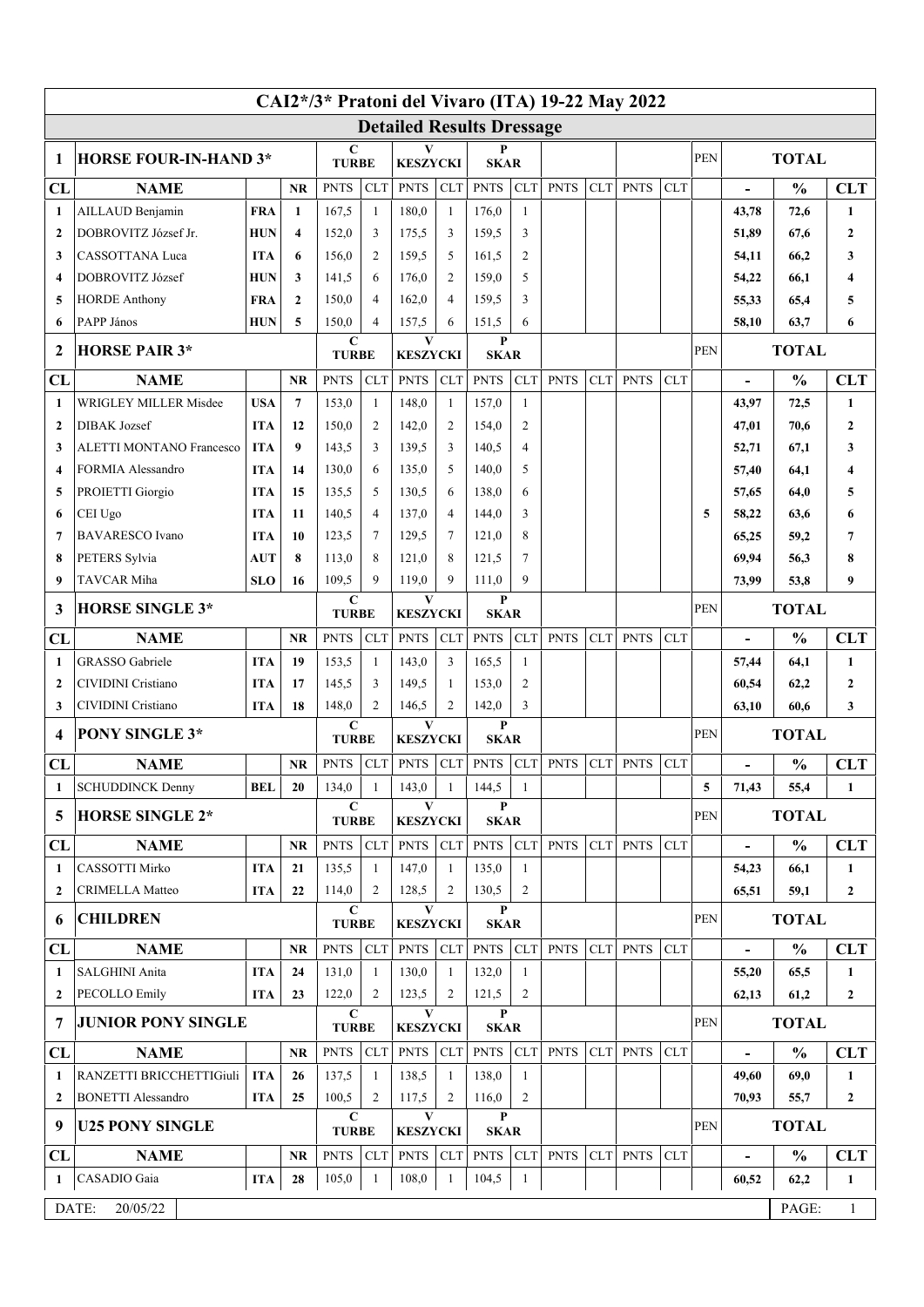# CAI2*/3* Pratoni del Vivaro (ITA) 19-22 May 2022

## Detailed Results Dressage

### 1 HORSE FOUR-IN-HAND 3*

| CL | NAME | | NR | C TURBE PNTS | CLT | V KESZYCKI PNTS | CLT | P SKAR PNTS | CLT | PNTS | CLT | PNTS | CLT | PEN | TOTAL - | % | CLT |
|---|---|---|---|---|---|---|---|---|---|---|---|---|---|---|---|---|---|
| 1 | AILLAUD Benjamin | FRA | 1 | 167,5 | 1 | 180,0 | 1 | 176,0 | 1 | | | | | | 43,78 | 72,6 | 1 |
| 2 | DOBROVITZ József Jr. | HUN | 4 | 152,0 | 3 | 175,5 | 3 | 159,5 | 3 | | | | | | 51,89 | 67,6 | 2 |
| 3 | CASSOTTANA Luca | ITA | 6 | 156,0 | 2 | 159,5 | 5 | 161,5 | 2 | | | | | | 54,11 | 66,2 | 3 |
| 4 | DOBROVITZ József | HUN | 3 | 141,5 | 6 | 176,0 | 2 | 159,0 | 5 | | | | | | 54,22 | 66,1 | 4 |
| 5 | HORDE Anthony | FRA | 2 | 150,0 | 4 | 162,0 | 4 | 159,5 | 3 | | | | | | 55,33 | 65,4 | 5 |
| 6 | PAPP János | HUN | 5 | 150,0 | 4 | 157,5 | 6 | 151,5 | 6 | | | | | | 58,10 | 63,7 | 6 |

### 2 HORSE PAIR 3*

| CL | NAME | | NR | C TURBE PNTS | CLT | V KESZYCKI PNTS | CLT | P SKAR PNTS | CLT | PNTS | CLT | PNTS | CLT | PEN | TOTAL - | % | CLT |
|---|---|---|---|---|---|---|---|---|---|---|---|---|---|---|---|---|---|
| 1 | WRIGLEY MILLER Misdee | USA | 7 | 153,0 | 1 | 148,0 | 1 | 157,0 | 1 | | | | | | 43,97 | 72,5 | 1 |
| 2 | DIBAK Jozsef | ITA | 12 | 150,0 | 2 | 142,0 | 2 | 154,0 | 2 | | | | | | 47,01 | 70,6 | 2 |
| 3 | ALETTI MONTANO Francesco | ITA | 9 | 143,5 | 3 | 139,5 | 3 | 140,5 | 4 | | | | | | 52,71 | 67,1 | 3 |
| 4 | FORMIA Alessandro | ITA | 14 | 130,0 | 6 | 135,0 | 5 | 140,0 | 5 | | | | | | 57,40 | 64,1 | 4 |
| 5 | PROIETTI Giorgio | ITA | 15 | 135,5 | 5 | 130,5 | 6 | 138,0 | 6 | | | | | | 57,65 | 64,0 | 5 |
| 6 | CEI Ugo | ITA | 11 | 140,5 | 4 | 137,0 | 4 | 144,0 | 3 | | | | | 5 | 58,22 | 63,6 | 6 |
| 7 | BAVARESCO Ivano | ITA | 10 | 123,5 | 7 | 129,5 | 7 | 121,0 | 8 | | | | | | 65,25 | 59,2 | 7 |
| 8 | PETERS Sylvia | AUT | 8 | 113,0 | 8 | 121,0 | 8 | 121,5 | 7 | | | | | | 69,94 | 56,3 | 8 |
| 9 | TAVCAR Miha | SLO | 16 | 109,5 | 9 | 119,0 | 9 | 111,0 | 9 | | | | | | 73,99 | 53,8 | 9 |

### 3 HORSE SINGLE 3*

| CL | NAME | | NR | C TURBE PNTS | CLT | V KESZYCKI PNTS | CLT | P SKAR PNTS | CLT | PNTS | CLT | PNTS | CLT | PEN | TOTAL - | % | CLT |
|---|---|---|---|---|---|---|---|---|---|---|---|---|---|---|---|---|---|
| 1 | GRASSO Gabriele | ITA | 19 | 153,5 | 1 | 143,0 | 3 | 165,5 | 1 | | | | | | 57,44 | 64,1 | 1 |
| 2 | CIVIDINI Cristiano | ITA | 17 | 145,5 | 3 | 149,5 | 1 | 153,0 | 2 | | | | | | 60,54 | 62,2 | 2 |
| 3 | CIVIDINI Cristiano | ITA | 18 | 148,0 | 2 | 146,5 | 2 | 142,0 | 3 | | | | | | 63,10 | 60,6 | 3 |

### 4 PONY SINGLE 3*

| CL | NAME | | NR | C TURBE PNTS | CLT | V KESZYCKI PNTS | CLT | P SKAR PNTS | CLT | PNTS | CLT | PNTS | CLT | PEN | TOTAL - | % | CLT |
|---|---|---|---|---|---|---|---|---|---|---|---|---|---|---|---|---|---|
| 1 | SCHUDDINCK Denny | BEL | 20 | 134,0 | 1 | 143,0 | 1 | 144,5 | 1 | | | | | 5 | 71,43 | 55,4 | 1 |

### 5 HORSE SINGLE 2*

| CL | NAME | | NR | C TURBE PNTS | CLT | V KESZYCKI PNTS | CLT | P SKAR PNTS | CLT | PNTS | CLT | PNTS | CLT | PEN | TOTAL - | % | CLT |
|---|---|---|---|---|---|---|---|---|---|---|---|---|---|---|---|---|---|
| 1 | CASSOTTI Mirko | ITA | 21 | 135,5 | 1 | 147,0 | 1 | 135,0 | 1 | | | | | | 54,23 | 66,1 | 1 |
| 2 | CRIMELLA Matteo | ITA | 22 | 114,0 | 2 | 128,5 | 2 | 130,5 | 2 | | | | | | 65,51 | 59,1 | 2 |

### 6 CHILDREN

| CL | NAME | | NR | C TURBE PNTS | CLT | V KESZYCKI PNTS | CLT | P SKAR PNTS | CLT | PNTS | CLT | PNTS | CLT | PEN | TOTAL - | % | CLT |
|---|---|---|---|---|---|---|---|---|---|---|---|---|---|---|---|---|---|
| 1 | SALGHINI Anita | ITA | 24 | 131,0 | 1 | 130,0 | 1 | 132,0 | 1 | | | | | | 55,20 | 65,5 | 1 |
| 2 | PECOLLO Emily | ITA | 23 | 122,0 | 2 | 123,5 | 2 | 121,5 | 2 | | | | | | 62,13 | 61,2 | 2 |

### 7 JUNIOR PONY SINGLE

| CL | NAME | | NR | C TURBE PNTS | CLT | V KESZYCKI PNTS | CLT | P SKAR PNTS | CLT | PNTS | CLT | PNTS | CLT | PEN | TOTAL - | % | CLT |
|---|---|---|---|---|---|---|---|---|---|---|---|---|---|---|---|---|---|
| 1 | RANZETTI BRICCHETTIGiuli | ITA | 26 | 137,5 | 1 | 138,5 | 1 | 138,0 | 1 | | | | | | 49,60 | 69,0 | 1 |
| 2 | BONETTI Alessandro | ITA | 25 | 100,5 | 2 | 117,5 | 2 | 116,0 | 2 | | | | | | 70,93 | 55,7 | 2 |

### 9 U25 PONY SINGLE

| CL | NAME | | NR | C TURBE PNTS | CLT | V KESZYCKI PNTS | CLT | P SKAR PNTS | CLT | PNTS | CLT | PNTS | CLT | PEN | TOTAL - | % | CLT |
|---|---|---|---|---|---|---|---|---|---|---|---|---|---|---|---|---|---|
| 1 | CASADIO Gaia | ITA | 28 | 105,0 | 1 | 108,0 | 1 | 104,5 | 1 | | | | | | 60,52 | 62,2 | 1 |

DATE: 20/05/22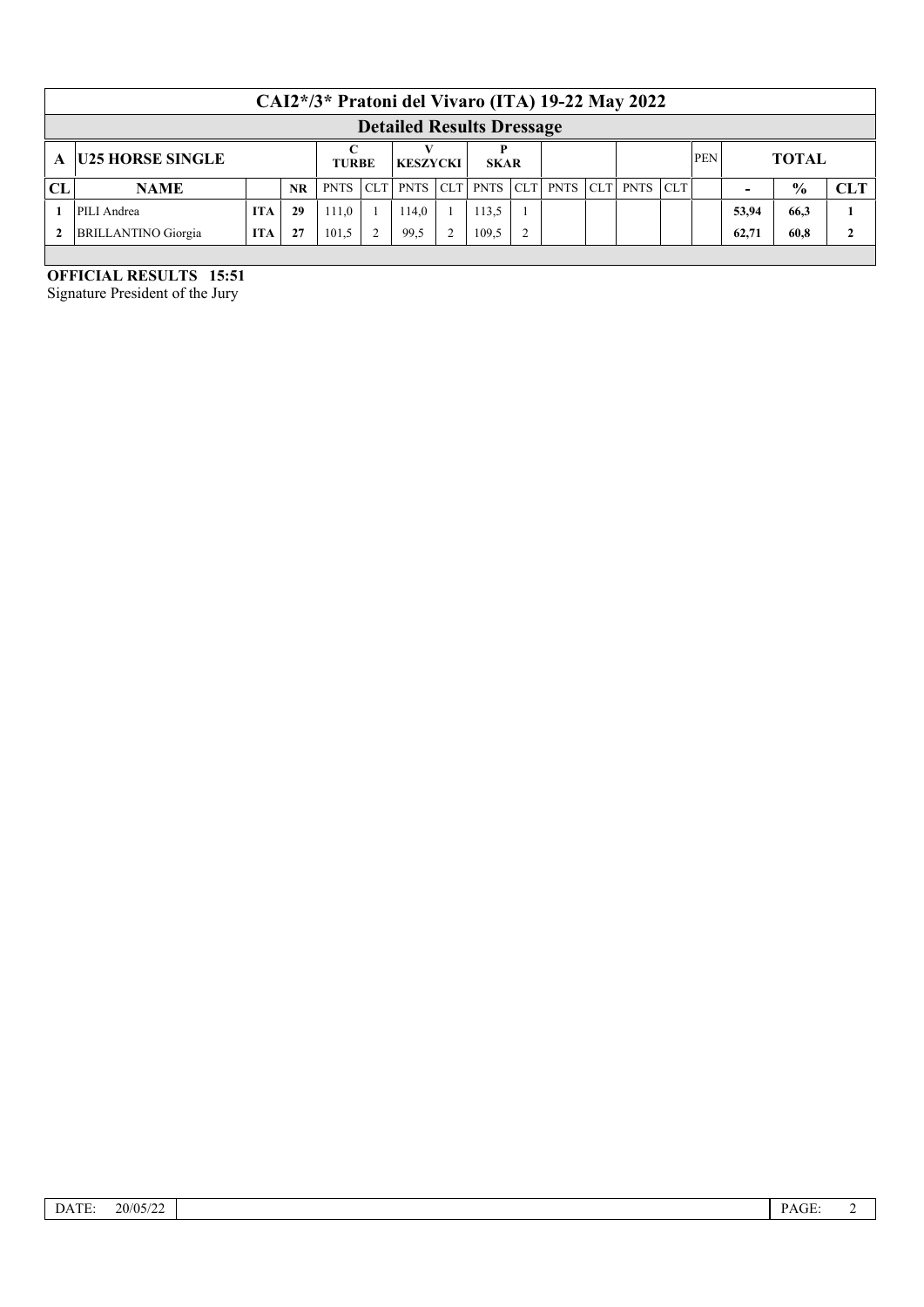# CAI2*/3* Pratoni del Vivaro (ITA) 19-22 May 2022

## Detailed Results Dressage

| A | U25 HORSE SINGLE | | | C TURBE | | V KESZYCKI | | P SKAR | | | | | | PEN | TOTAL | | |
|---|---|---|---|---|---|---|---|---|---|---|---|---|---|---|---|---|---|
| CL | NAME | | NR | PNTS | CLT | PNTS | CLT | PNTS | CLT | PNTS | CLT | PNTS | CLT | | - | % | CLT |
| 1 | PILI Andrea | ITA | 29 | 111,0 | 1 | 114,0 | 1 | 113,5 | 1 | | | | | | 53,94 | 66,3 | 1 |
| 2 | BRILLANTINO Giorgia | ITA | 27 | 101,5 | 2 | 99,5 | 2 | 109,5 | 2 | | | | | | 62,71 | 60,8 | 2 |

**OFFICIAL RESULTS 15:51**

Signature President of the Jury

DATE: 20/05/22